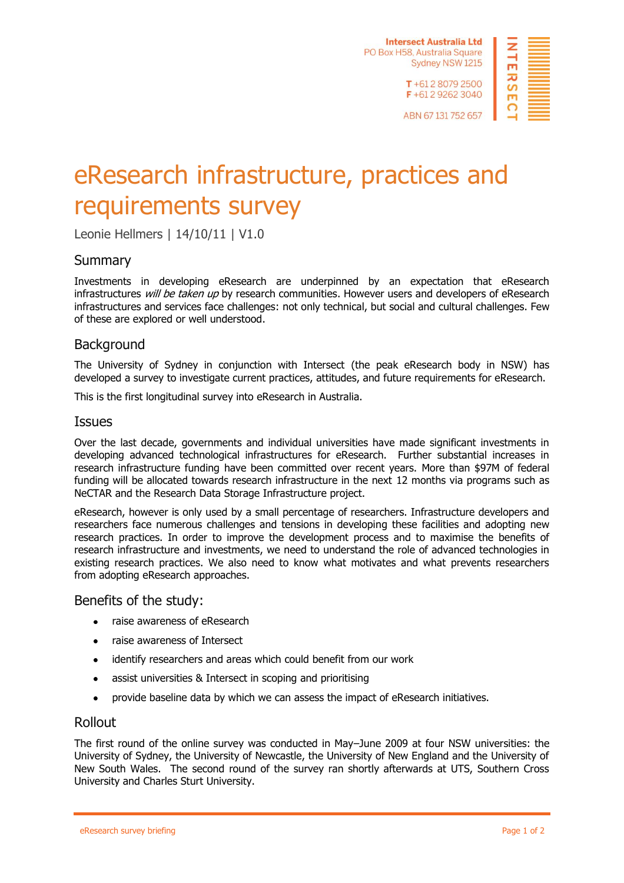Intersect Australia Ltd
PO Box H58, Australia Square
Sydney NSW 1215

T +61 2 8079 2500
F +61 2 9262 3040

ABN 67 131 752 657

# eResearch infrastructure, practices and requirements survey

Leonie Hellmers | 14/10/11 | V1.0

## Summary

Investments in developing eResearch are underpinned by an expectation that eResearch infrastructures *will be taken up* by research communities. However users and developers of eResearch infrastructures and services face challenges: not only technical, but social and cultural challenges. Few of these are explored or well understood.

## Background

The University of Sydney in conjunction with Intersect (the peak eResearch body in NSW) has developed a survey to investigate current practices, attitudes, and future requirements for eResearch.

This is the first longitudinal survey into eResearch in Australia.

## Issues

Over the last decade, governments and individual universities have made significant investments in developing advanced technological infrastructures for eResearch. Further substantial increases in research infrastructure funding have been committed over recent years. More than $97M of federal funding will be allocated towards research infrastructure in the next 12 months via programs such as NeCTAR and the Research Data Storage Infrastructure project.

eResearch, however is only used by a small percentage of researchers. Infrastructure developers and researchers face numerous challenges and tensions in developing these facilities and adopting new research practices. In order to improve the development process and to maximise the benefits of research infrastructure and investments, we need to understand the role of advanced technologies in existing research practices. We also need to know what motivates and what prevents researchers from adopting eResearch approaches.

## Benefits of the study:

- raise awareness of eResearch
- raise awareness of Intersect
- identify researchers and areas which could benefit from our work
- assist universities & Intersect in scoping and prioritising
- provide baseline data by which we can assess the impact of eResearch initiatives.

## Rollout

The first round of the online survey was conducted in May–June 2009 at four NSW universities: the University of Sydney, the University of Newcastle, the University of New England and the University of New South Wales. The second round of the survey ran shortly afterwards at UTS, Southern Cross University and Charles Sturt University.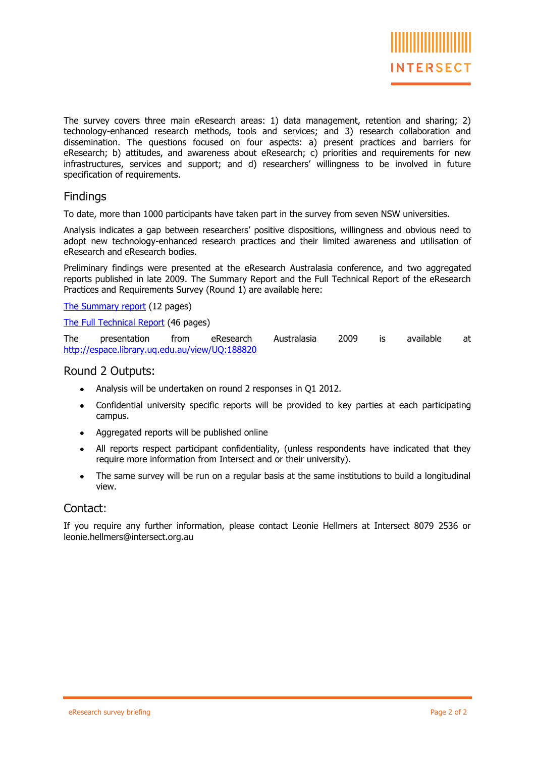The survey covers three main eResearch areas: 1) data management, retention and sharing; 2) technology-enhanced research methods, tools and services; and 3) research collaboration and dissemination. The questions focused on four aspects: a) present practices and barriers for eResearch; b) attitudes, and awareness about eResearch; c) priorities and requirements for new infrastructures, services and support; and d) researchers' willingness to be involved in future specification of requirements.

## Findings

To date, more than 1000 participants have taken part in the survey from seven NSW universities.

Analysis indicates a gap between researchers' positive dispositions, willingness and obvious need to adopt new technology-enhanced research practices and their limited awareness and utilisation of eResearch and eResearch bodies.

Preliminary findings were presented at the eResearch Australasia conference, and two aggregated reports published in late 2009. The Summary Report and the Full Technical Report of the eResearch Practices and Requirements Survey (Round 1) are available here:

The Summary report (12 pages)

The Full Technical Report (46 pages)

The presentation from eResearch Australasia 2009 is available at http://espace.library.uq.edu.au/view/UQ:188820

## Round 2 Outputs:

- Analysis will be undertaken on round 2 responses in Q1 2012.
- Confidential university specific reports will be provided to key parties at each participating campus.
- Aggregated reports will be published online
- All reports respect participant confidentiality, (unless respondents have indicated that they require more information from Intersect and or their university).
- The same survey will be run on a regular basis at the same institutions to build a longitudinal view.

## Contact:

If you require any further information, please contact Leonie Hellmers at Intersect 8079 2536 or leonie.hellmers@intersect.org.au